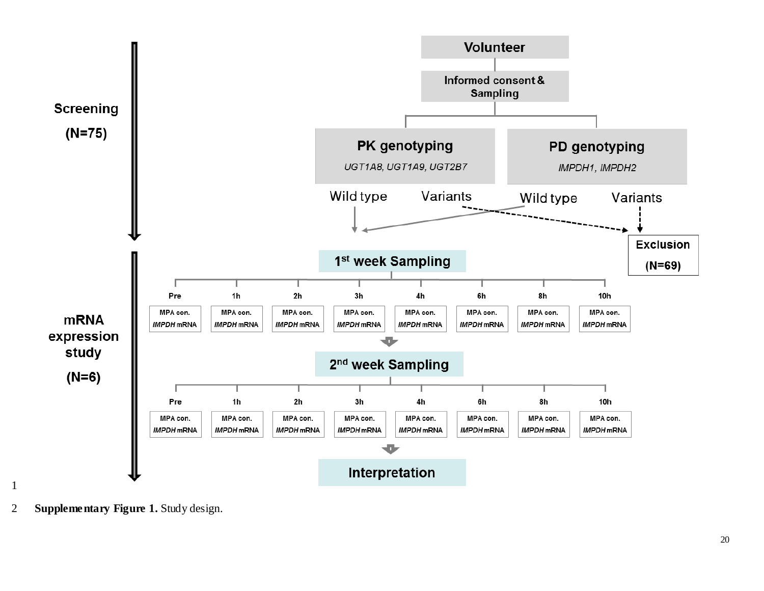**Screening (N=75)**

- Volunteer
- Informed consent & Sampling
  - **PK genotyping**: *UGT1A8, UGT1A9, UGT2B7*
    - Wild type
    - Variants
  - **PD genotyping**: *IMPDH1, IMPDH2*
    - Wild type
    - Variants

Exclusion (N=69)

**mRNA expression study (N=6)**

**1st week Sampling**

| Pre | 1h | 2h | 3h | 4h | 6h | 8h | 10h |
|---|---|---|---|---|---|---|---|
| MPA con. *IMPDH* mRNA | MPA con. *IMPDH* mRNA | MPA con. *IMPDH* mRNA | MPA con. *IMPDH* mRNA | MPA con. *IMPDH* mRNA | MPA con. *IMPDH* mRNA | MPA con. *IMPDH* mRNA | MPA con. *IMPDH* mRNA |

**2nd week Sampling**

| Pre | 1h | 2h | 3h | 4h | 6h | 8h | 10h |
|---|---|---|---|---|---|---|---|
| MPA con. *IMPDH* mRNA | MPA con. *IMPDH* mRNA | MPA con. *IMPDH* mRNA | MPA con. *IMPDH* mRNA | MPA con. *IMPDH* mRNA | MPA con. *IMPDH* mRNA | MPA con. *IMPDH* mRNA | MPA con. *IMPDH* mRNA |

**Interpretation**

**Supplementary Figure 1.** Study design.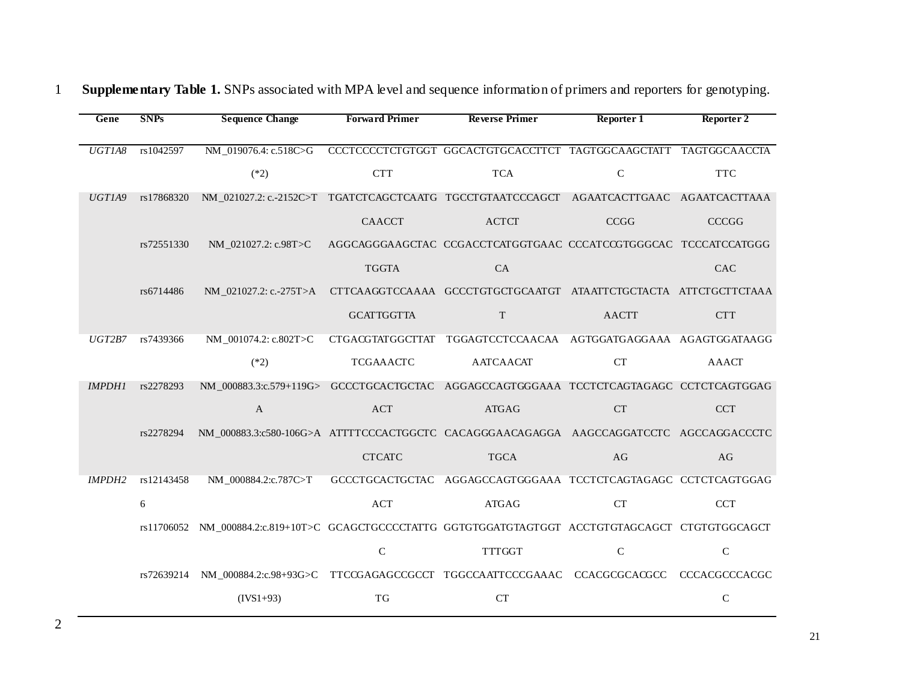**Supplementary Table 1.** SNPs associated with MPA level and sequence information of primers and reporters for genotyping.

| Gene | SNPs | Sequence Change | Forward Primer | Reverse Primer | Reporter 1 | Reporter 2 |
|---|---|---|---|---|---|---|
| *UGT1A8* | rs1042597 | NM_019076.4: c.518C>G (*2) | CCCTCCCCTCTGTGGTCTT | GGCACTGTGCACCTTCTTCA | TAGTGGCAAGCTATTC | TAGTGGCAACCTATTC |
| *UGT1A9* | rs17868320 | NM_021027.2: c.-2152C>T | TGATCTCAGCTCAATGCAACCT | TGCCTGTAATCCCAGCTACTCT | AGAATCACTTGAACCCGG | AGAATCACTTAAACCCGG |
| | rs72551330 | NM_021027.2: c.98T>C | AGGCAGGGAAGCTACTGGTA | CCGACCTCATGGTGAACCA | CCCATCCGTGGGCAC | TCCCATCCATGGGCAC |
| | rs6714486 | NM_021027.2: c.-275T>A | CTTCAAGGTCCAAAAGCATTGGTTA | GCCCTGTGCTGCAATGTT | ATAATTCTGCTACTAAACTT | ATTCTGCTTCTAAACTT |
| *UGT2B7* | rs7439366 | NM_001074.2: c.802T>C (*2) | CTGACGTATGGCTTATTCGAAACTC | TGGAGTCCTCCAACAAAATCAACAT | AGTGGATGAGGAAACT | AGAGTGGATAAGGAAACT |
| *IMPDH1* | rs2278293 | NM_000883.3:c.579+119G>A | GCCCTGCACTGCTACACT | AGGAGCCAGTGGGAAAATGAG | TCCTCTCAGTAGAGCCT | CCTCTCAGTGGAGCCT |
| | rs2278294 | NM_000883.3:c580-106G>A | ATTTTCCCACTGGCTCCTCATC | CACAGGGAACAGAGGATGCA | AAGCCAGGATCCTCAG | AGCCAGGACCCTCAG |
| *IMPDH2* | rs121434586 | NM_000884.2:c.787C>T | GCCCTGCACTGCTACACT | AGGAGCCAGTGGGAAAATGAG | TCCTCTCAGTAGAGCCT | CCTCTCAGTGGAGCCT |
| | rs11706052 | NM_000884.2:c.819+10T>C | GCAGCTGCCCCTATTGC | GGTGTGGATGTAGTGGTTTTGGT | ACCTGTGTAGCAGCTC | CTGTGTGGCAGCTC |
| | rs72639214 | NM_000884.2:c.98+93G>C (IVS1+93) | TTCCGAGAGCCGCCTTG | TGGCCAATTCCCGAAACCT | CCACGCGCACGCC | CCCACGCCCACGCC |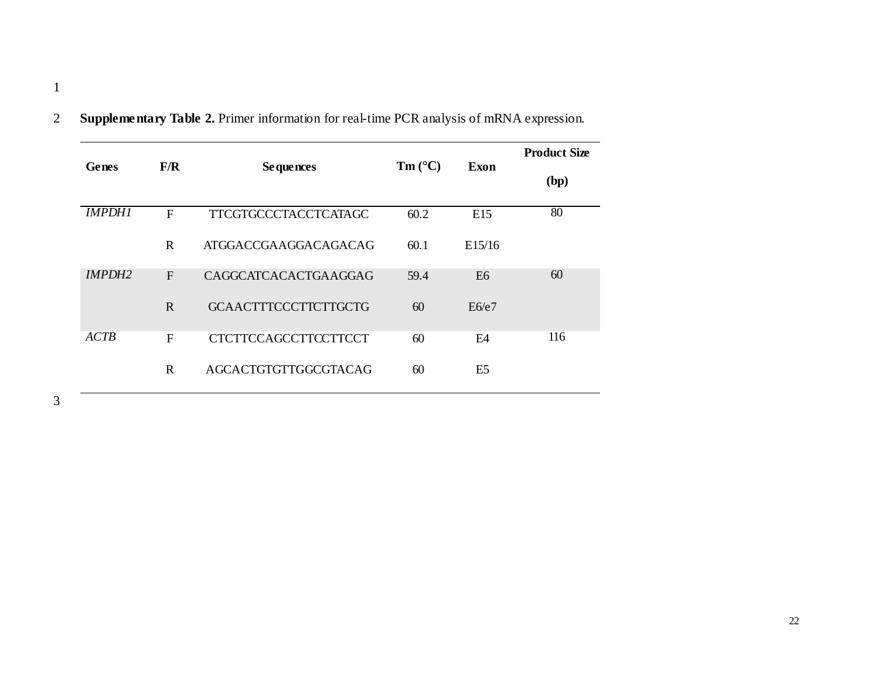**Supplementary Table 2.** Primer information for real-time PCR analysis of mRNA expression.

| Genes | F/R | Sequences | Tm (°C) | Exon | Product Size (bp) |
|---|---|---|---|---|---|
| *IMPDH1* | F | TTCGTGCCCTACCTCATAGC | 60.2 | E15 | 80 |
| | R | ATGGACCGAAGGACAGACAG | 60.1 | E15/16 | |
| *IMPDH2* | F | CAGGCATCACACTGAAGGAG | 59.4 | E6 | 60 |
| | R | GCAACTTTCCCTTCTTGCTG | 60 | E6/e7 | |
| *ACTB* | F | CTCTTCCAGCCTTCCTTCCT | 60 | E4 | 116 |
| | R | AGCACTGTGTTGGCGTACAG | 60 | E5 | |